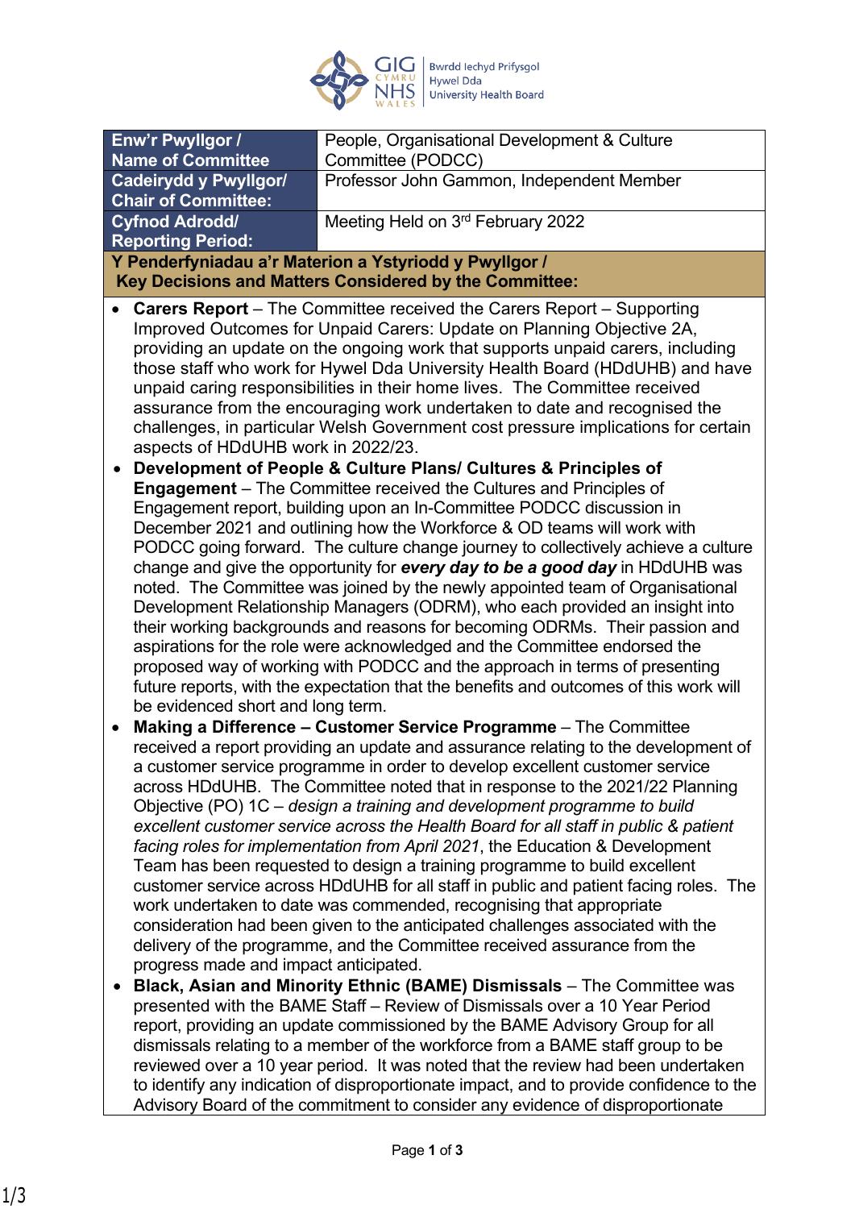| Enw'r Pwyllgor / Name of Committee | People, Organisational Development & Culture Committee (PODCC) |
|---|---|
| Cadeirydd y Pwyllgor/ Chair of Committee: | Professor John Gammon, Independent Member |
| Cyfnod Adrodd/ Reporting Period: | Meeting Held on 3rd February 2022 |

**Y Penderfyniadau a'r Materion a Ystyriodd y Pwyllgor / Key Decisions and Matters Considered by the Committee:**

- **Carers Report** – The Committee received the Carers Report – Supporting Improved Outcomes for Unpaid Carers: Update on Planning Objective 2A, providing an update on the ongoing work that supports unpaid carers, including those staff who work for Hywel Dda University Health Board (HDdUHB) and have unpaid caring responsibilities in their home lives. The Committee received assurance from the encouraging work undertaken to date and recognised the challenges, in particular Welsh Government cost pressure implications for certain aspects of HDdUHB work in 2022/23.
- **Development of People & Culture Plans/ Cultures & Principles of Engagement** – The Committee received the Cultures and Principles of Engagement report, building upon an In-Committee PODCC discussion in December 2021 and outlining how the Workforce & OD teams will work with PODCC going forward. The culture change journey to collectively achieve a culture change and give the opportunity for ***every day to be a good day*** in HDdUHB was noted. The Committee was joined by the newly appointed team of Organisational Development Relationship Managers (ODRM), who each provided an insight into their working backgrounds and reasons for becoming ODRMs. Their passion and aspirations for the role were acknowledged and the Committee endorsed the proposed way of working with PODCC and the approach in terms of presenting future reports, with the expectation that the benefits and outcomes of this work will be evidenced short and long term.
- **Making a Difference – Customer Service Programme** – The Committee received a report providing an update and assurance relating to the development of a customer service programme in order to develop excellent customer service across HDdUHB. The Committee noted that in response to the 2021/22 Planning Objective (PO) 1C – *design a training and development programme to build excellent customer service across the Health Board for all staff in public & patient facing roles for implementation from April 2021*, the Education & Development Team has been requested to design a training programme to build excellent customer service across HDdUHB for all staff in public and patient facing roles. The work undertaken to date was commended, recognising that appropriate consideration had been given to the anticipated challenges associated with the delivery of the programme, and the Committee received assurance from the progress made and impact anticipated.
- **Black, Asian and Minority Ethnic (BAME) Dismissals** – The Committee was presented with the BAME Staff – Review of Dismissals over a 10 Year Period report, providing an update commissioned by the BAME Advisory Group for all dismissals relating to a member of the workforce from a BAME staff group to be reviewed over a 10 year period. It was noted that the review had been undertaken to identify any indication of disproportionate impact, and to provide confidence to the Advisory Board of the commitment to consider any evidence of disproportionate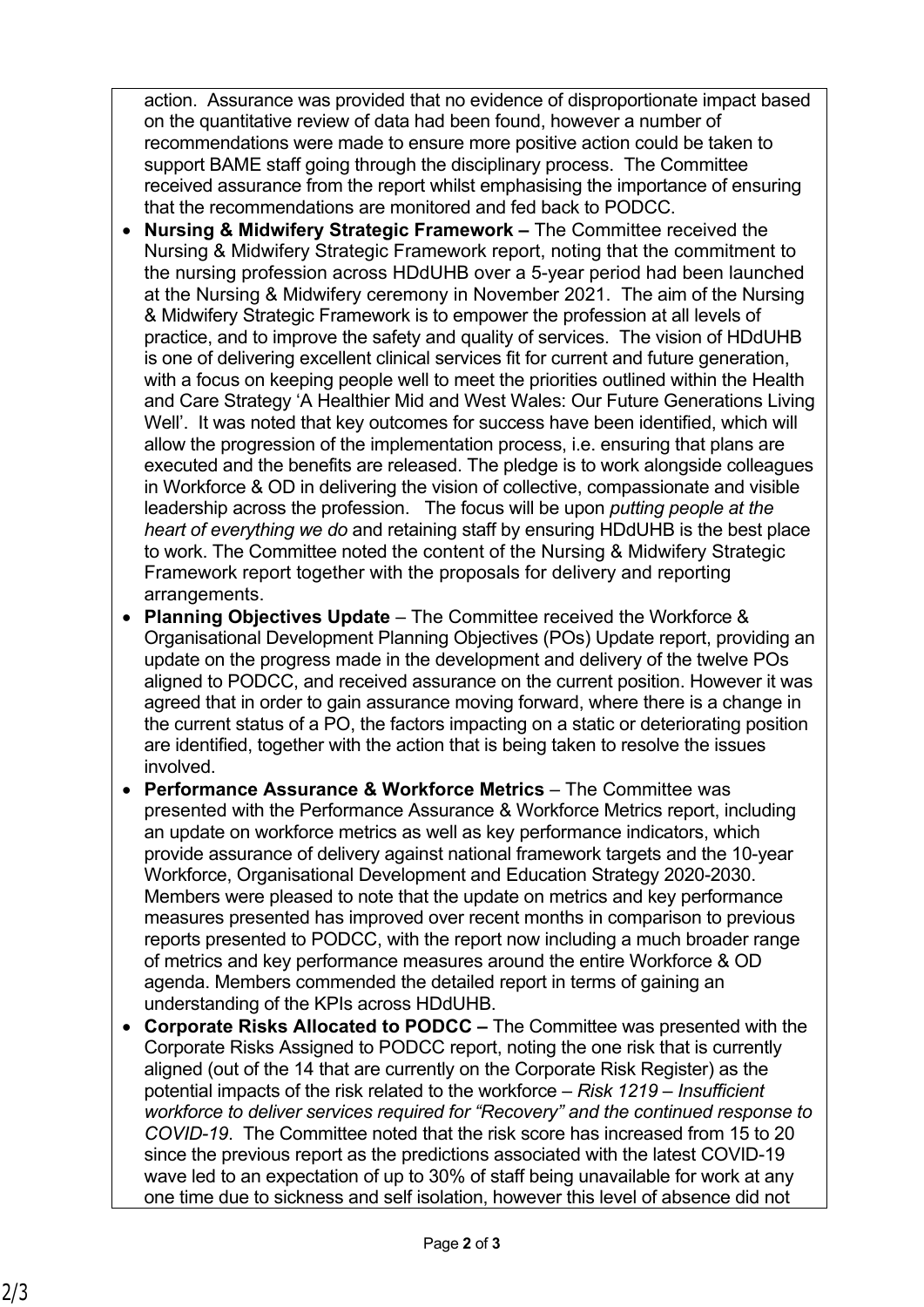action. Assurance was provided that no evidence of disproportionate impact based on the quantitative review of data had been found, however a number of recommendations were made to ensure more positive action could be taken to support BAME staff going through the disciplinary process. The Committee received assurance from the report whilst emphasising the importance of ensuring that the recommendations are monitored and fed back to PODCC.

- **Nursing & Midwifery Strategic Framework –** The Committee received the Nursing & Midwifery Strategic Framework report, noting that the commitment to the nursing profession across HDdUHB over a 5-year period had been launched at the Nursing & Midwifery ceremony in November 2021. The aim of the Nursing & Midwifery Strategic Framework is to empower the profession at all levels of practice, and to improve the safety and quality of services. The vision of HDdUHB is one of delivering excellent clinical services fit for current and future generation, with a focus on keeping people well to meet the priorities outlined within the Health and Care Strategy 'A Healthier Mid and West Wales: Our Future Generations Living Well'. It was noted that key outcomes for success have been identified, which will allow the progression of the implementation process, i.e. ensuring that plans are executed and the benefits are released. The pledge is to work alongside colleagues in Workforce & OD in delivering the vision of collective, compassionate and visible leadership across the profession. The focus will be upon *putting people at the heart of everything we do* and retaining staff by ensuring HDdUHB is the best place to work. The Committee noted the content of the Nursing & Midwifery Strategic Framework report together with the proposals for delivery and reporting arrangements.
- **Planning Objectives Update** – The Committee received the Workforce & Organisational Development Planning Objectives (POs) Update report, providing an update on the progress made in the development and delivery of the twelve POs aligned to PODCC, and received assurance on the current position. However it was agreed that in order to gain assurance moving forward, where there is a change in the current status of a PO, the factors impacting on a static or deteriorating position are identified, together with the action that is being taken to resolve the issues involved.
- **Performance Assurance & Workforce Metrics** – The Committee was presented with the Performance Assurance & Workforce Metrics report, including an update on workforce metrics as well as key performance indicators, which provide assurance of delivery against national framework targets and the 10-year Workforce, Organisational Development and Education Strategy 2020-2030. Members were pleased to note that the update on metrics and key performance measures presented has improved over recent months in comparison to previous reports presented to PODCC, with the report now including a much broader range of metrics and key performance measures around the entire Workforce & OD agenda. Members commended the detailed report in terms of gaining an understanding of the KPIs across HDdUHB.
- **Corporate Risks Allocated to PODCC –** The Committee was presented with the Corporate Risks Assigned to PODCC report, noting the one risk that is currently aligned (out of the 14 that are currently on the Corporate Risk Register) as the potential impacts of the risk related to the workforce – *Risk 1219 – Insufficient workforce to deliver services required for "Recovery" and the continued response to COVID-19*. The Committee noted that the risk score has increased from 15 to 20 since the previous report as the predictions associated with the latest COVID-19 wave led to an expectation of up to 30% of staff being unavailable for work at any one time due to sickness and self isolation, however this level of absence did not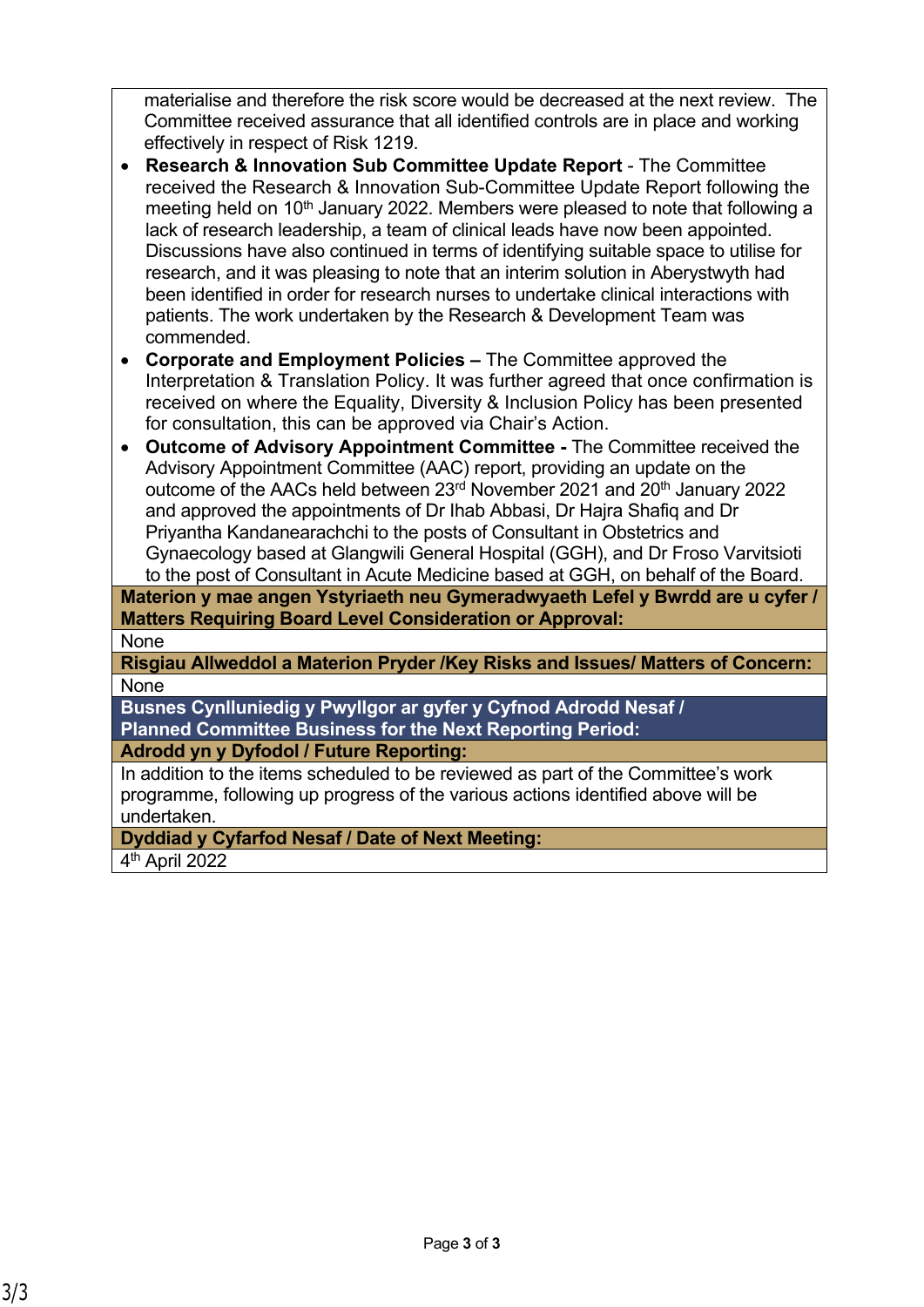materialise and therefore the risk score would be decreased at the next review. The Committee received assurance that all identified controls are in place and working effectively in respect of Risk 1219.

- **Research & Innovation Sub Committee Update Report** - The Committee received the Research & Innovation Sub-Committee Update Report following the meeting held on 10th January 2022. Members were pleased to note that following a lack of research leadership, a team of clinical leads have now been appointed. Discussions have also continued in terms of identifying suitable space to utilise for research, and it was pleasing to note that an interim solution in Aberystwyth had been identified in order for research nurses to undertake clinical interactions with patients. The work undertaken by the Research & Development Team was commended.
- **Corporate and Employment Policies –** The Committee approved the Interpretation & Translation Policy. It was further agreed that once confirmation is received on where the Equality, Diversity & Inclusion Policy has been presented for consultation, this can be approved via Chair's Action.
- **Outcome of Advisory Appointment Committee -** The Committee received the Advisory Appointment Committee (AAC) report, providing an update on the outcome of the AACs held between 23rd November 2021 and 20th January 2022 and approved the appointments of Dr Ihab Abbasi, Dr Hajra Shafiq and Dr Priyantha Kandanearachchi to the posts of Consultant in Obstetrics and Gynaecology based at Glangwili General Hospital (GGH), and Dr Froso Varvitsioti to the post of Consultant in Acute Medicine based at GGH, on behalf of the Board.

**Materion y mae angen Ystyriaeth neu Gymeradwyaeth Lefel y Bwrdd are u cyfer / Matters Requiring Board Level Consideration or Approval:**

None

**Risgiau Allweddol a Materion Pryder /Key Risks and Issues/ Matters of Concern:**

None

**Busnes Cynlluniedig y Pwyllgor ar gyfer y Cyfnod Adrodd Nesaf / Planned Committee Business for the Next Reporting Period:**

**Adrodd yn y Dyfodol / Future Reporting:**

In addition to the items scheduled to be reviewed as part of the Committee's work programme, following up progress of the various actions identified above will be undertaken.

**Dyddiad y Cyfarfod Nesaf / Date of Next Meeting:**

4th April 2022